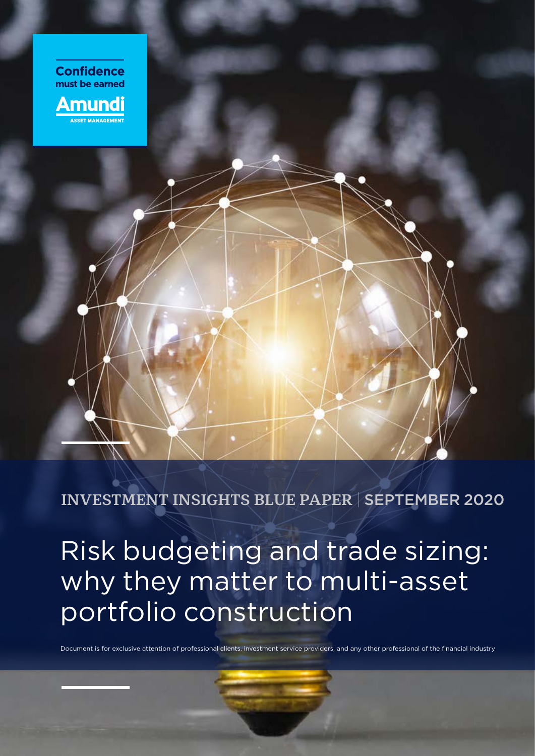**Confidence must be earned**

**Amundi**
ASSET MANAGEMENT

INVESTMENT INSIGHTS BLUE PAPER | SEPTEMBER 2020

# Risk budgeting and trade sizing: why they matter to multi-asset portfolio construction

Document is for exclusive attention of professional clients, investment service providers, and any other professional of the financial industry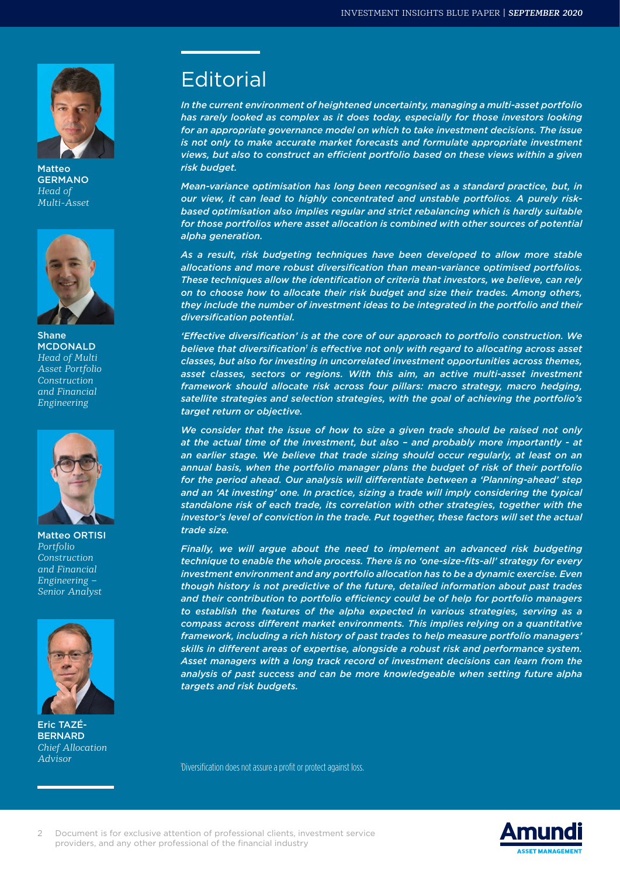Matteo **GERMANO**
*Head of Multi-Asset*

Shane **MCDONALD**
*Head of Multi Asset Portfolio Construction and Financial Engineering*

Matteo **ORTISI**
*Portfolio Construction and Financial Engineering – Senior Analyst*

Eric **TAZÉ-BERNARD**
*Chief Allocation Advisor*

# Editorial

*In the current environment of heightened uncertainty, managing a multi-asset portfolio has rarely looked as complex as it does today, especially for those investors looking for an appropriate governance model on which to take investment decisions. The issue is not only to make accurate market forecasts and formulate appropriate investment views, but also to construct an efficient portfolio based on these views within a given risk budget.*

*Mean-variance optimisation has long been recognised as a standard practice, but, in our view, it can lead to highly concentrated and unstable portfolios. A purely risk-based optimisation also implies regular and strict rebalancing which is hardly suitable for those portfolios where asset allocation is combined with other sources of potential alpha generation.*

*As a result, risk budgeting techniques have been developed to allow more stable allocations and more robust diversification than mean-variance optimised portfolios. These techniques allow the identification of criteria that investors, we believe, can rely on to choose how to allocate their risk budget and size their trades. Among others, they include the number of investment ideas to be integrated in the portfolio and their diversification potential.*

*'Effective diversification' is at the core of our approach to portfolio construction. We believe that diversification[1] is effective not only with regard to allocating across asset classes, but also for investing in uncorrelated investment opportunities across themes, asset classes, sectors or regions. With this aim, an active multi-asset investment framework should allocate risk across four pillars: macro strategy, macro hedging, satellite strategies and selection strategies, with the goal of achieving the portfolio's target return or objective.*

*We consider that the issue of how to size a given trade should be raised not only at the actual time of the investment, but also – and probably more importantly - at an earlier stage. We believe that trade sizing should occur regularly, at least on an annual basis, when the portfolio manager plans the budget of risk of their portfolio for the period ahead. Our analysis will differentiate between a 'Planning-ahead' step and an 'At investing' one. In practice, sizing a trade will imply considering the typical standalone risk of each trade, its correlation with other strategies, together with the investor's level of conviction in the trade. Put together, these factors will set the actual trade size.*

*Finally, we will argue about the need to implement an advanced risk budgeting technique to enable the whole process. There is no 'one-size-fits-all' strategy for every investment environment and any portfolio allocation has to be a dynamic exercise. Even though history is not predictive of the future, detailed information about past trades and their contribution to portfolio efficiency could be of help for portfolio managers to establish the features of the alpha expected in various strategies, serving as a compass across different market environments. This implies relying on a quantitative framework, including a rich history of past trades to help measure portfolio managers' skills in different areas of expertise, alongside a robust risk and performance system. Asset managers with a long track record of investment decisions can learn from the analysis of past success and can be more knowledgeable when setting future alpha targets and risk budgets.*

[1]Diversification does not assure a profit or protect against loss.

Document is for exclusive attention of professional clients, investment service providers, and any other professional of the financial industry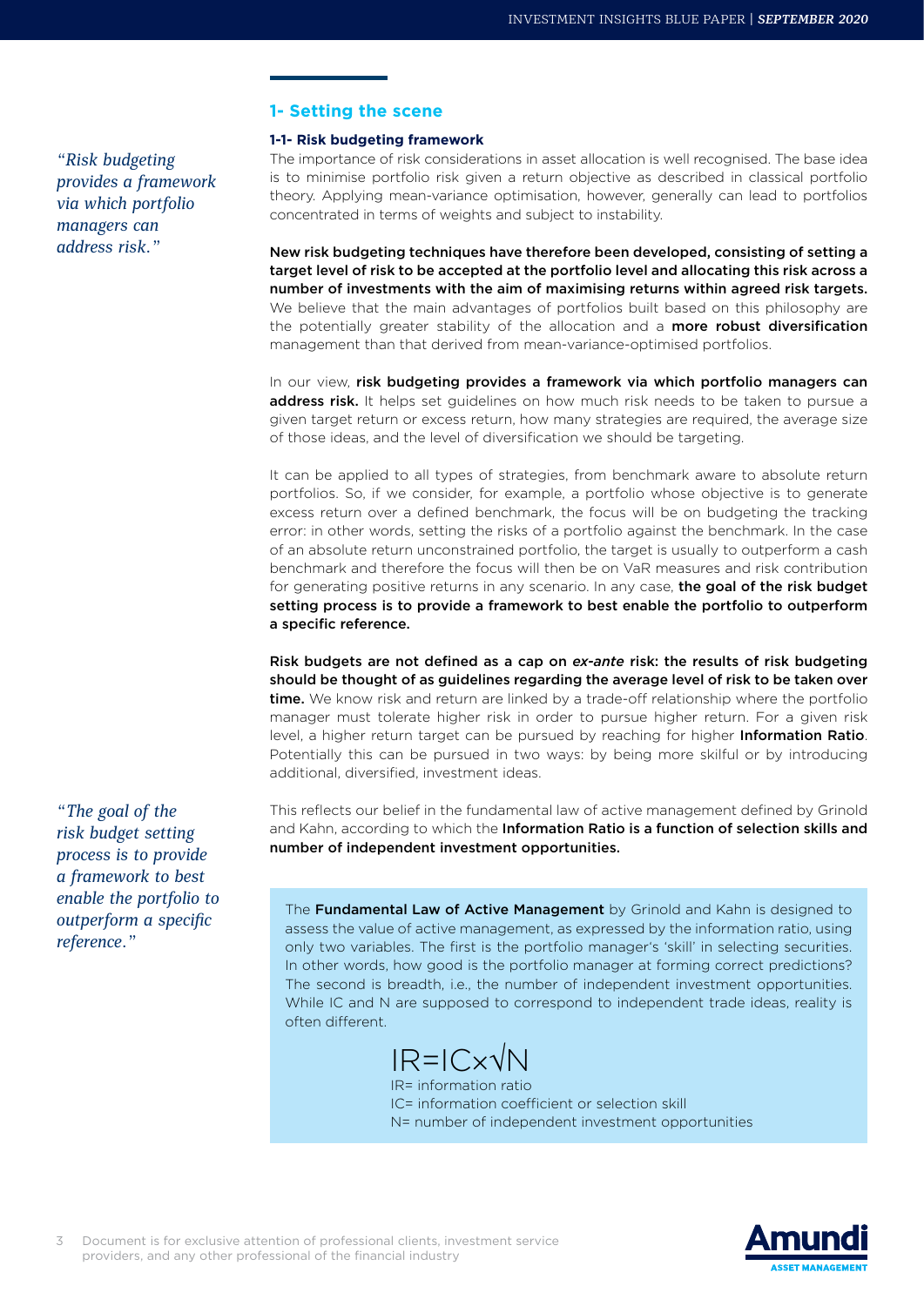## 1- Setting the scene

### 1-1- Risk budgeting framework

*"Risk budgeting provides a framework via which portfolio managers can address risk."*

The importance of risk considerations in asset allocation is well recognised. The base idea is to minimise portfolio risk given a return objective as described in classical portfolio theory. Applying mean-variance optimisation, however, generally can lead to portfolios concentrated in terms of weights and subject to instability.

**New risk budgeting techniques have therefore been developed, consisting of setting a target level of risk to be accepted at the portfolio level and allocating this risk across a number of investments with the aim of maximising returns within agreed risk targets.** We believe that the main advantages of portfolios built based on this philosophy are the potentially greater stability of the allocation and a **more robust diversification** management than that derived from mean-variance-optimised portfolios.

In our view, **risk budgeting provides a framework via which portfolio managers can address risk.** It helps set guidelines on how much risk needs to be taken to pursue a given target return or excess return, how many strategies are required, the average size of those ideas, and the level of diversification we should be targeting.

It can be applied to all types of strategies, from benchmark aware to absolute return portfolios. So, if we consider, for example, a portfolio whose objective is to generate excess return over a defined benchmark, the focus will be on budgeting the tracking error: in other words, setting the risks of a portfolio against the benchmark. In the case of an absolute return unconstrained portfolio, the target is usually to outperform a cash benchmark and therefore the focus will then be on VaR measures and risk contribution for generating positive returns in any scenario. In any case, **the goal of the risk budget setting process is to provide a framework to best enable the portfolio to outperform a specific reference.**

**Risk budgets are not defined as a cap on *ex-ante* risk: the results of risk budgeting should be thought of as guidelines regarding the average level of risk to be taken over time.** We know risk and return are linked by a trade-off relationship where the portfolio manager must tolerate higher risk in order to pursue higher return. For a given risk level, a higher return target can be pursued by reaching for higher **Information Ratio**. Potentially this can be pursued in two ways: by being more skilful or by introducing additional, diversified, investment ideas.

*"The goal of the risk budget setting process is to provide a framework to best enable the portfolio to outperform a specific reference."*

This reflects our belief in the fundamental law of active management defined by Grinold and Kahn, according to which the **Information Ratio is a function of selection skills and number of independent investment opportunities.**

The **Fundamental Law of Active Management** by Grinold and Kahn is designed to assess the value of active management, as expressed by the information ratio, using only two variables. The first is the portfolio manager's 'skill' in selecting securities. In other words, how good is the portfolio manager at forming correct predictions? The second is breadth, i.e., the number of independent investment opportunities. While IC and N are supposed to correspond to independent trade ideas, reality is often different.

$$IR = IC \times \sqrt{N}$$

IR= information ratio
IC= information coefficient or selection skill
N= number of independent investment opportunities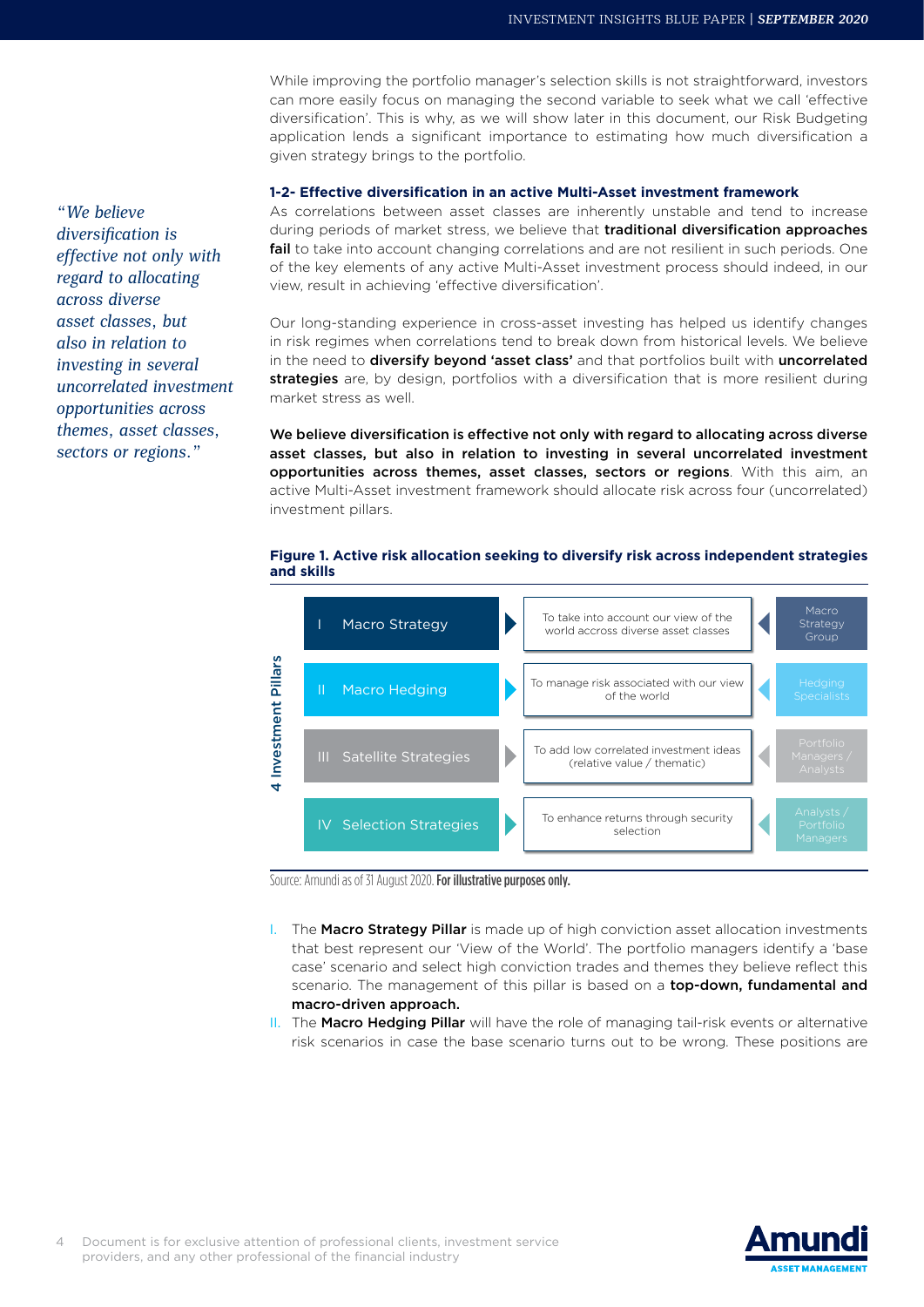While improving the portfolio manager's selection skills is not straightforward, investors can more easily focus on managing the second variable to seek what we call 'effective diversification'. This is why, as we will show later in this document, our Risk Budgeting application lends a significant importance to estimating how much diversification a given strategy brings to the portfolio.

### 1-2- Effective diversification in an active Multi-Asset investment framework

*"We believe diversification is effective not only with regard to allocating across diverse asset classes, but also in relation to investing in several uncorrelated investment opportunities across themes, asset classes, sectors or regions."*

As correlations between asset classes are inherently unstable and tend to increase during periods of market stress, we believe that **traditional diversification approaches fail** to take into account changing correlations and are not resilient in such periods. One of the key elements of any active Multi-Asset investment process should indeed, in our view, result in achieving 'effective diversification'.

Our long-standing experience in cross-asset investing has helped us identify changes in risk regimes when correlations tend to break down from historical levels. We believe in the need to **diversify beyond 'asset class'** and that portfolios built with **uncorrelated strategies** are, by design, portfolios with a diversification that is more resilient during market stress as well.

**We believe diversification is effective not only with regard to allocating across diverse asset classes, but also in relation to investing in several uncorrelated investment opportunities across themes, asset classes, sectors or regions**. With this aim, an active Multi-Asset investment framework should allocate risk across four (uncorrelated) investment pillars.

**Figure 1. Active risk allocation seeking to diversify risk across independent strategies and skills**

| 4 Investment Pillars | Objective | Responsible |
|---|---|---|
| I Macro Strategy | To take into account our view of the world accross diverse asset classes | Macro Strategy Group |
| II Macro Hedging | To manage risk associated with our view of the world | Hedging Specialists |
| III Satellite Strategies | To add low correlated investment ideas (relative value / thematic) | Portfolio Managers / Analysts |
| IV Selection Strategies | To enhance returns through security selection | Analysts / Portfolio Managers |

Source: Amundi as of 31 August 2020. **For illustrative purposes only.**

I. The **Macro Strategy Pillar** is made up of high conviction asset allocation investments that best represent our 'View of the World'. The portfolio managers identify a 'base case' scenario and select high conviction trades and themes they believe reflect this scenario. The management of this pillar is based on a **top-down, fundamental and macro-driven approach.**

II. The **Macro Hedging Pillar** will have the role of managing tail-risk events or alternative risk scenarios in case the base scenario turns out to be wrong. These positions are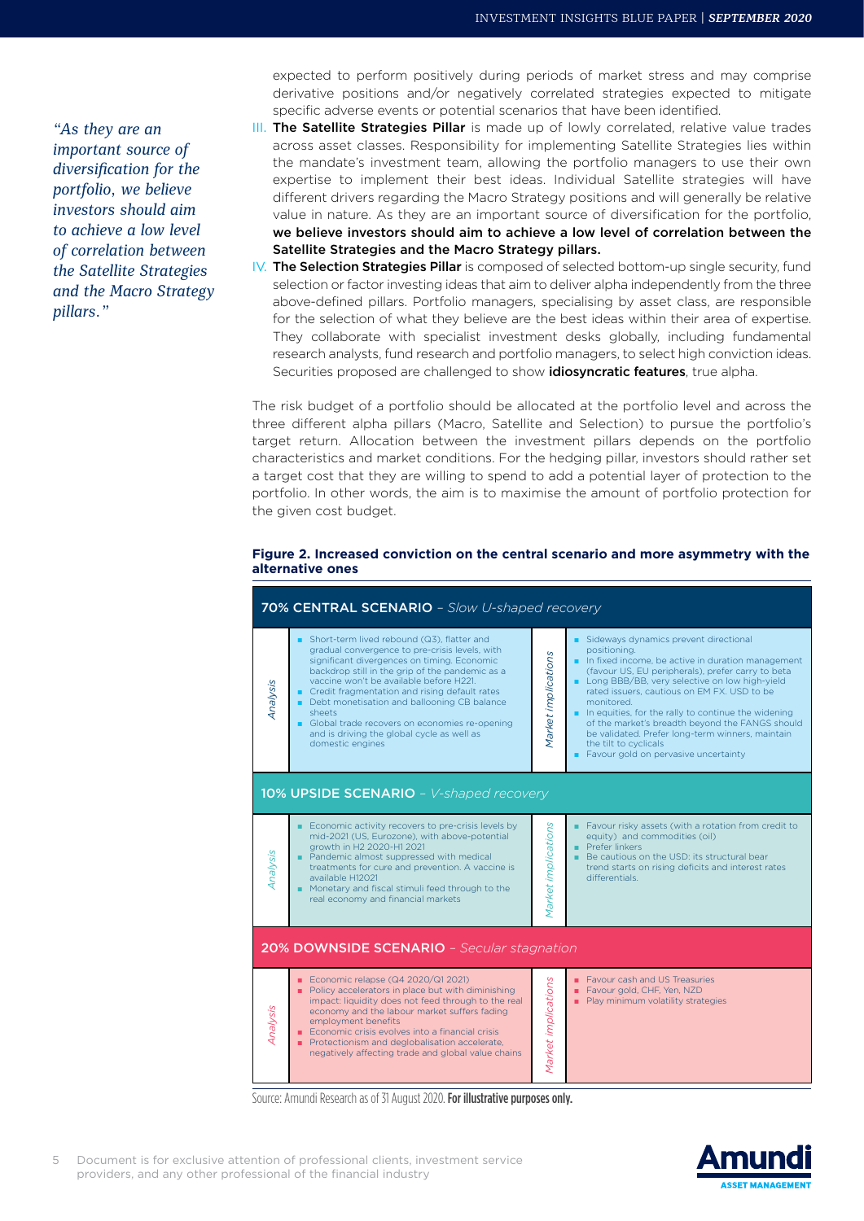*"As they are an important source of diversification for the portfolio, we believe investors should aim to achieve a low level of correlation between the Satellite Strategies and the Macro Strategy pillars."*

expected to perform positively during periods of market stress and may comprise derivative positions and/or negatively correlated strategies expected to mitigate specific adverse events or potential scenarios that have been identified.

III. **The Satellite Strategies Pillar** is made up of lowly correlated, relative value trades across asset classes. Responsibility for implementing Satellite Strategies lies within the mandate's investment team, allowing the portfolio managers to use their own expertise to implement their best ideas. Individual Satellite strategies will have different drivers regarding the Macro Strategy positions and will generally be relative value in nature. As they are an important source of diversification for the portfolio, **we believe investors should aim to achieve a low level of correlation between the Satellite Strategies and the Macro Strategy pillars.**

IV. **The Selection Strategies Pillar** is composed of selected bottom-up single security, fund selection or factor investing ideas that aim to deliver alpha independently from the three above-defined pillars. Portfolio managers, specialising by asset class, are responsible for the selection of what they believe are the best ideas within their area of expertise. They collaborate with specialist investment desks globally, including fundamental research analysts, fund research and portfolio managers, to select high conviction ideas. Securities proposed are challenged to show **idiosyncratic features**, true alpha.

The risk budget of a portfolio should be allocated at the portfolio level and across the three different alpha pillars (Macro, Satellite and Selection) to pursue the portfolio's target return. Allocation between the investment pillars depends on the portfolio characteristics and market conditions. For the hedging pillar, investors should rather set a target cost that they are willing to spend to add a potential layer of protection to the portfolio. In other words, the aim is to maximise the amount of portfolio protection for the given cost budget.

**Figure 2. Increased conviction on the central scenario and more asymmetry with the alternative ones**

| Scenario | Analysis | Market implications |
|---|---|---|
| **70% CENTRAL SCENARIO** – *Slow U-shaped recovery* | - Short-term lived rebound (Q3), flatter and gradual convergence to pre-crisis levels, with significant divergences on timing. Economic backdrop still in the grip of the pandemic as a vaccine won't be available before H221.<br>- Credit fragmentation and rising default rates<br>- Debt monetisation and ballooning CB balance sheets<br>- Global trade recovers on economies re-opening and is driving the global cycle as well as domestic engines | - Sideways dynamics prevent directional positioning.<br>- In fixed income, be active in duration management (favour US, EU peripherals), prefer carry to beta<br>- Long BBB/BB, very selective on low high-yield rated issuers, cautious on EM FX. USD to be monitored.<br>- In equities, for the rally to continue the widening of the market's breadth beyond the FANGS should be validated. Prefer long-term winners, maintain the tilt to cyclicals<br>- Favour gold on pervasive uncertainty |
| **10% UPSIDE SCENARIO** – *V-shaped recovery* | - Economic activity recovers to pre-crisis levels by mid-2021 (US, Eurozone), with above-potential growth in H2 2020-H1 2021<br>- Pandemic almost suppressed with medical treatments for cure and prevention. A vaccine is available H12021<br>- Monetary and fiscal stimuli feed through to the real economy and financial markets | - Favour risky assets (with a rotation from credit to equity) and commodities (oil)<br>- Prefer linkers<br>- Be cautious on the USD: its structural bear trend starts on rising deficits and interest rates differentials. |
| **20% DOWNSIDE SCENARIO** – *Secular stagnation* | - Economic relapse (Q4 2020/Q1 2021)<br>- Policy accelerators in place but with diminishing impact: liquidity does not feed through to the real economy and the labour market suffers fading employment benefits<br>- Economic crisis evolves into a financial crisis<br>- Protectionism and deglobalisation accelerate, negatively affecting trade and global value chains | - Favour cash and US Treasuries<br>- Favour gold, CHF, Yen, NZD<br>- Play minimum volatility strategies |

Source: Amundi Research as of 31 August 2020. **For illustrative purposes only.**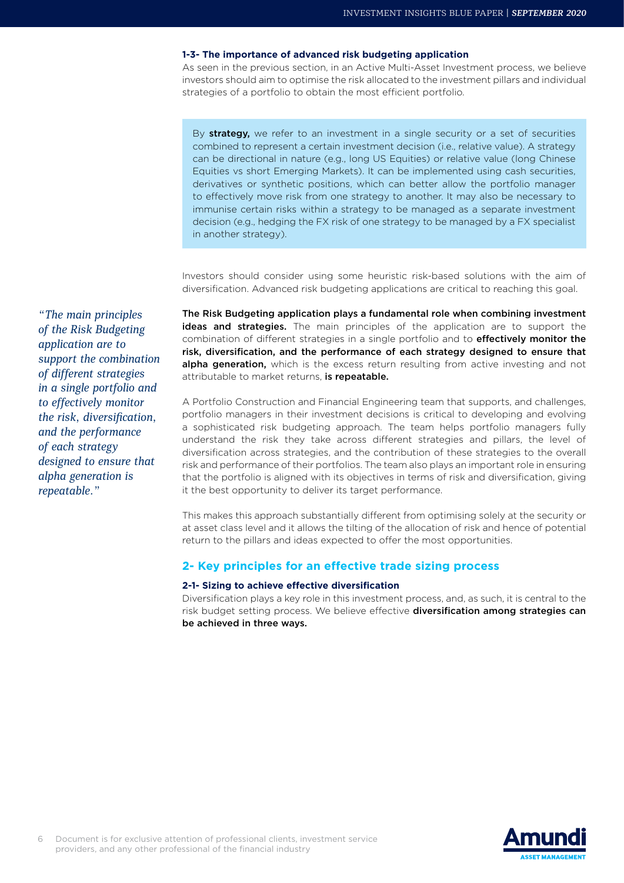### 1-3- The importance of advanced risk budgeting application

As seen in the previous section, in an Active Multi-Asset Investment process, we believe investors should aim to optimise the risk allocated to the investment pillars and individual strategies of a portfolio to obtain the most efficient portfolio.

> By **strategy,** we refer to an investment in a single security or a set of securities combined to represent a certain investment decision (i.e., relative value). A strategy can be directional in nature (e.g., long US Equities) or relative value (long Chinese Equities vs short Emerging Markets). It can be implemented using cash securities, derivatives or synthetic positions, which can better allow the portfolio manager to effectively move risk from one strategy to another. It may also be necessary to immunise certain risks within a strategy to be managed as a separate investment decision (e.g., hedging the FX risk of one strategy to be managed by a FX specialist in another strategy).

Investors should consider using some heuristic risk-based solutions with the aim of diversification. Advanced risk budgeting applications are critical to reaching this goal.

*"The main principles of the Risk Budgeting application are to support the combination of different strategies in a single portfolio and to effectively monitor the risk, diversification, and the performance of each strategy designed to ensure that alpha generation is repeatable."*

**The Risk Budgeting application plays a fundamental role when combining investment ideas and strategies.** The main principles of the application are to support the combination of different strategies in a single portfolio and to **effectively monitor the risk, diversification, and the performance of each strategy designed to ensure that alpha generation,** which is the excess return resulting from active investing and not attributable to market returns, **is repeatable.**

A Portfolio Construction and Financial Engineering team that supports, and challenges, portfolio managers in their investment decisions is critical to developing and evolving a sophisticated risk budgeting approach. The team helps portfolio managers fully understand the risk they take across different strategies and pillars, the level of diversification across strategies, and the contribution of these strategies to the overall risk and performance of their portfolios. The team also plays an important role in ensuring that the portfolio is aligned with its objectives in terms of risk and diversification, giving it the best opportunity to deliver its target performance.

This makes this approach substantially different from optimising solely at the security or at asset class level and it allows the tilting of the allocation of risk and hence of potential return to the pillars and ideas expected to offer the most opportunities.

## 2- Key principles for an effective trade sizing process

### 2-1- Sizing to achieve effective diversification

Diversification plays a key role in this investment process, and, as such, it is central to the risk budget setting process. We believe effective **diversification among strategies can be achieved in three ways.**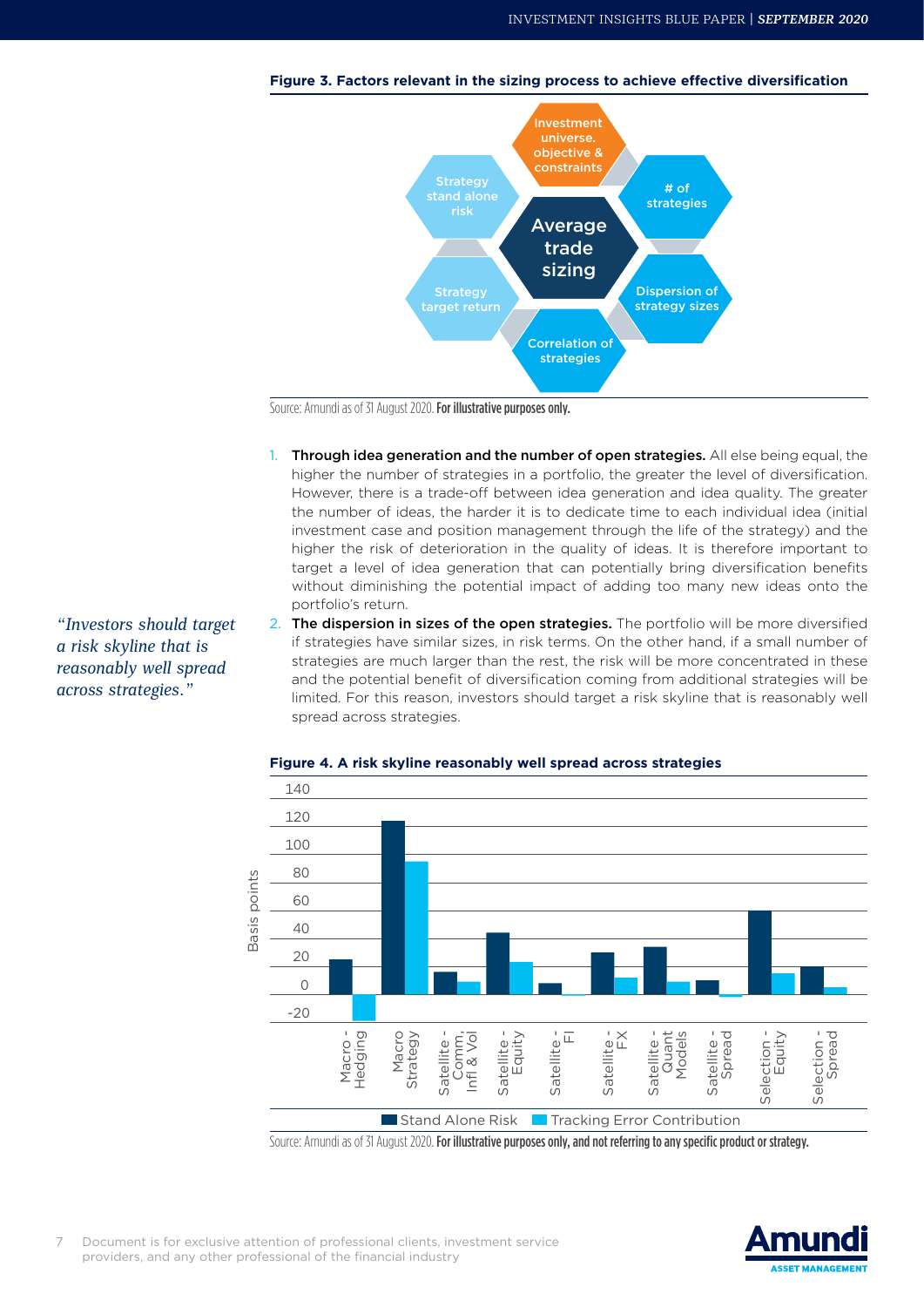**Figure 3. Factors relevant in the sizing process to achieve effective diversification**

Average trade sizing

- Investment universe. objective & constraints
- # of strategies
- Dispersion of strategy sizes
- Correlation of strategies
- Strategy target return
- Strategy stand alone risk

Source: Amundi as of 31 August 2020. **For illustrative purposes only.**

1. **Through idea generation and the number of open strategies.** All else being equal, the higher the number of strategies in a portfolio, the greater the level of diversification. However, there is a trade-off between idea generation and idea quality. The greater the number of ideas, the harder it is to dedicate time to each individual idea (initial investment case and position management through the life of the strategy) and the higher the risk of deterioration in the quality of ideas. It is therefore important to target a level of idea generation that can potentially bring diversification benefits without diminishing the potential impact of adding too many new ideas onto the portfolio's return.
2. **The dispersion in sizes of the open strategies.** The portfolio will be more diversified if strategies have similar sizes, in risk terms. On the other hand, if a small number of strategies are much larger than the rest, the risk will be more concentrated in these and the potential benefit of diversification coming from additional strategies will be limited. For this reason, investors should target a risk skyline that is reasonably well spread across strategies.

*"Investors should target a risk skyline that is reasonably well spread across strategies."*

**Figure 4. A risk skyline reasonably well spread across strategies**

Basis points (y-axis from -20 to 140)

Categories: Macro - Hedging; Macro Strategy; Satellite - Comm, Infl & Vol; Satellite - Equity; Satellite - FI; Satellite - FX; Satellite - Quant Models; Satellite - Spread; Selection - Equity; Selection - Spread

Legend: Stand Alone Risk; Tracking Error Contribution

Source: Amundi as of 31 August 2020. **For illustrative purposes only, and not referring to any specific product or strategy.**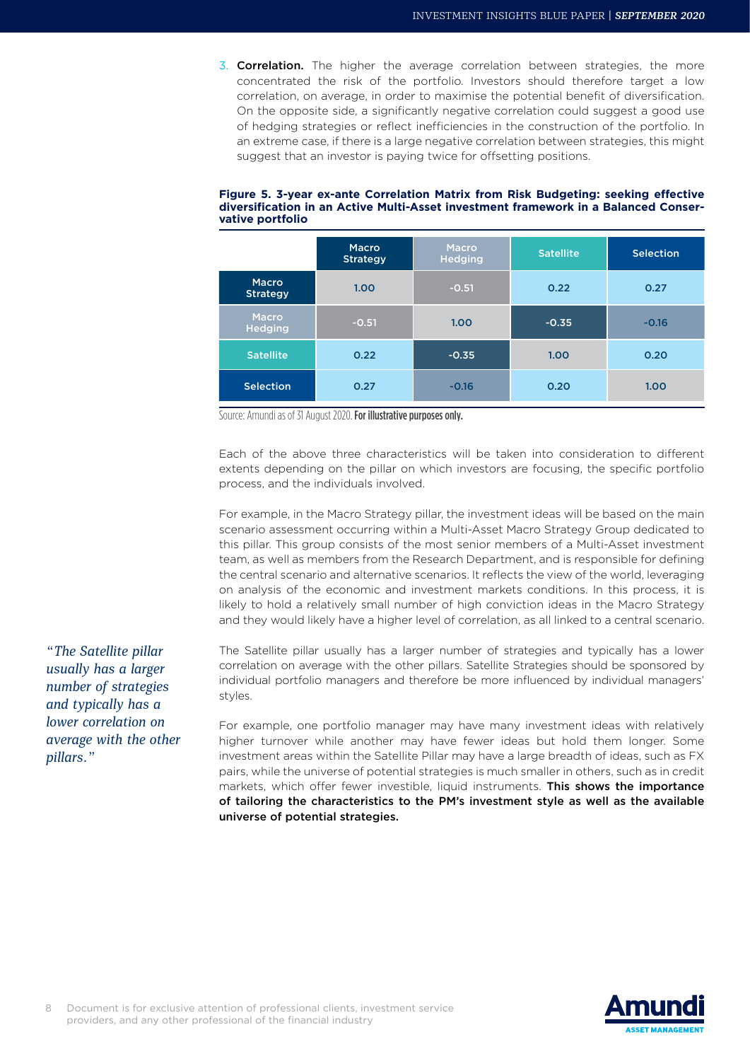3. **Correlation.** The higher the average correlation between strategies, the more concentrated the risk of the portfolio. Investors should therefore target a low correlation, on average, in order to maximise the potential benefit of diversification. On the opposite side, a significantly negative correlation could suggest a good use of hedging strategies or reflect inefficiencies in the construction of the portfolio. In an extreme case, if there is a large negative correlation between strategies, this might suggest that an investor is paying twice for offsetting positions.

**Figure 5. 3-year ex-ante Correlation Matrix from Risk Budgeting: seeking effective diversification in an Active Multi-Asset investment framework in a Balanced Conservative portfolio**

| | Macro Strategy | Macro Hedging | Satellite | Selection |
|---|---|---|---|---|
| Macro Strategy | 1.00 | -0.51 | 0.22 | 0.27 |
| Macro Hedging | -0.51 | 1.00 | -0.35 | -0.16 |
| Satellite | 0.22 | -0.35 | 1.00 | 0.20 |
| Selection | 0.27 | -0.16 | 0.20 | 1.00 |

Source: Amundi as of 31 August 2020. **For illustrative purposes only.**

Each of the above three characteristics will be taken into consideration to different extents depending on the pillar on which investors are focusing, the specific portfolio process, and the individuals involved.

For example, in the Macro Strategy pillar, the investment ideas will be based on the main scenario assessment occurring within a Multi-Asset Macro Strategy Group dedicated to this pillar. This group consists of the most senior members of a Multi-Asset investment team, as well as members from the Research Department, and is responsible for defining the central scenario and alternative scenarios. It reflects the view of the world, leveraging on analysis of the economic and investment markets conditions. In this process, it is likely to hold a relatively small number of high conviction ideas in the Macro Strategy and they would likely have a higher level of correlation, as all linked to a central scenario.

*"The Satellite pillar usually has a larger number of strategies and typically has a lower correlation on average with the other pillars."*

The Satellite pillar usually has a larger number of strategies and typically has a lower correlation on average with the other pillars. Satellite Strategies should be sponsored by individual portfolio managers and therefore be more influenced by individual managers' styles.

For example, one portfolio manager may have many investment ideas with relatively higher turnover while another may have fewer ideas but hold them longer. Some investment areas within the Satellite Pillar may have a large breadth of ideas, such as FX pairs, while the universe of potential strategies is much smaller in others, such as in credit markets, which offer fewer investible, liquid instruments. **This shows the importance of tailoring the characteristics to the PM's investment style as well as the available universe of potential strategies.**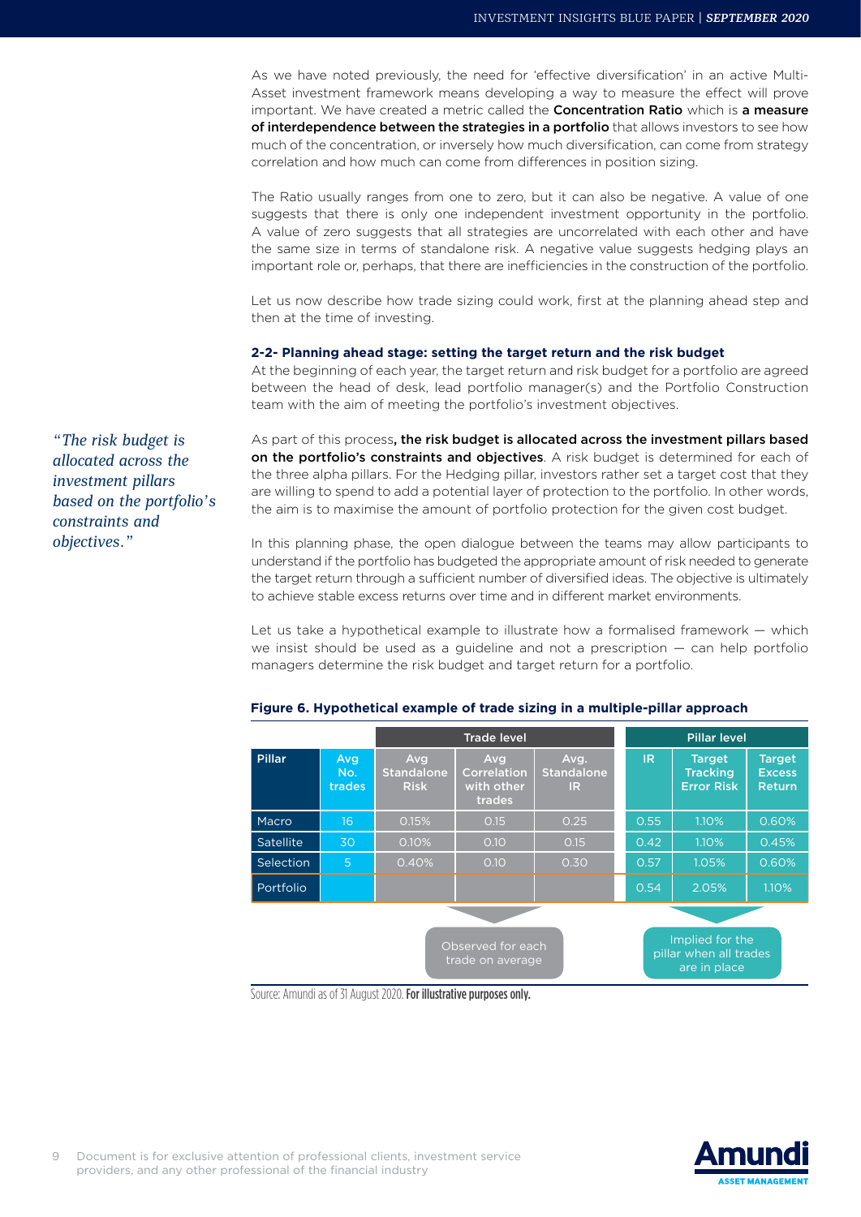As we have noted previously, the need for 'effective diversification' in an active Multi-Asset investment framework means developing a way to measure the effect will prove important. We have created a metric called the **Concentration Ratio** which is **a measure of interdependence between the strategies in a portfolio** that allows investors to see how much of the concentration, or inversely how much diversification, can come from strategy correlation and how much can come from differences in position sizing.

The Ratio usually ranges from one to zero, but it can also be negative. A value of one suggests that there is only one independent investment opportunity in the portfolio. A value of zero suggests that all strategies are uncorrelated with each other and have the same size in terms of standalone risk. A negative value suggests hedging plays an important role or, perhaps, that there are inefficiencies in the construction of the portfolio.

Let us now describe how trade sizing could work, first at the planning ahead step and then at the time of investing.

### 2-2- Planning ahead stage: setting the target return and the risk budget

At the beginning of each year, the target return and risk budget for a portfolio are agreed between the head of desk, lead portfolio manager(s) and the Portfolio Construction team with the aim of meeting the portfolio's investment objectives.

*"The risk budget is allocated across the investment pillars based on the portfolio's constraints and objectives."*

As part of this process**, the risk budget is allocated across the investment pillars based on the portfolio's constraints and objectives**. A risk budget is determined for each of the three alpha pillars. For the Hedging pillar, investors rather set a target cost that they are willing to spend to add a potential layer of protection to the portfolio. In other words, the aim is to maximise the amount of portfolio protection for the given cost budget.

In this planning phase, the open dialogue between the teams may allow participants to understand if the portfolio has budgeted the appropriate amount of risk needed to generate the target return through a sufficient number of diversified ideas. The objective is ultimately to achieve stable excess returns over time and in different market environments.

Let us take a hypothetical example to illustrate how a formalised framework — which we insist should be used as a guideline and not a prescription — can help portfolio managers determine the risk budget and target return for a portfolio.

**Figure 6. Hypothetical example of trade sizing in a multiple-pillar approach**

| | | Trade level | | | Pillar level | | |
|---|---|---|---|---|---|---|---|
| **Pillar** | **Avg No. trades** | **Avg Standalone Risk** | **Avg Correlation with other trades** | **Avg. Standalone IR** | **IR** | **Target Tracking Error Risk** | **Target Excess Return** |
| Macro | 16 | 0.15% | 0.15 | 0.25 | 0.55 | 1.10% | 0.60% |
| Satellite | 30 | 0.10% | 0.10 | 0.15 | 0.42 | 1.10% | 0.45% |
| Selection | 5 | 0.40% | 0.10 | 0.30 | 0.57 | 1.05% | 0.60% |
| Portfolio | | | | | 0.54 | 2.05% | 1.10% |
| | | | Observed for each trade on average | | Implied for the pillar when all trades are in place | | |

Source: Amundi as of 31 August 2020. **For illustrative purposes only.**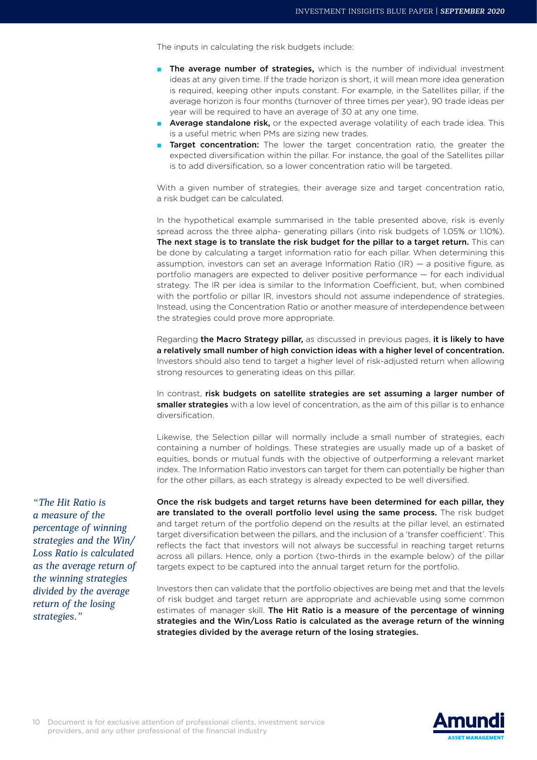The inputs in calculating the risk budgets include:

- **The average number of strategies,** which is the number of individual investment ideas at any given time. If the trade horizon is short, it will mean more idea generation is required, keeping other inputs constant. For example, in the Satellites pillar, if the average horizon is four months (turnover of three times per year), 90 trade ideas per year will be required to have an average of 30 at any one time.
- **Average standalone risk,** or the expected average volatility of each trade idea. This is a useful metric when PMs are sizing new trades.
- **Target concentration:** The lower the target concentration ratio, the greater the expected diversification within the pillar. For instance, the goal of the Satellites pillar is to add diversification, so a lower concentration ratio will be targeted.

With a given number of strategies, their average size and target concentration ratio, a risk budget can be calculated.

In the hypothetical example summarised in the table presented above, risk is evenly spread across the three alpha- generating pillars (into risk budgets of 1.05% or 1.10%). **The next stage is to translate the risk budget for the pillar to a target return.** This can be done by calculating a target information ratio for each pillar. When determining this assumption, investors can set an average Information Ratio (IR) — a positive figure, as portfolio managers are expected to deliver positive performance — for each individual strategy. The IR per idea is similar to the Information Coefficient, but, when combined with the portfolio or pillar IR, investors should not assume independence of strategies. Instead, using the Concentration Ratio or another measure of interdependence between the strategies could prove more appropriate.

Regarding **the Macro Strategy pillar,** as discussed in previous pages, **it is likely to have a relatively small number of high conviction ideas with a higher level of concentration.** Investors should also tend to target a higher level of risk-adjusted return when allowing strong resources to generating ideas on this pillar.

In contrast, **risk budgets on satellite strategies are set assuming a larger number of smaller strategies** with a low level of concentration, as the aim of this pillar is to enhance diversification.

Likewise, the Selection pillar will normally include a small number of strategies, each containing a number of holdings. These strategies are usually made up of a basket of equities, bonds or mutual funds with the objective of outperforming a relevant market index. The Information Ratio investors can target for them can potentially be higher than for the other pillars, as each strategy is already expected to be well diversified.

*"The Hit Ratio is a measure of the percentage of winning strategies and the Win/Loss Ratio is calculated as the average return of the winning strategies divided by the average return of the losing strategies."*

**Once the risk budgets and target returns have been determined for each pillar, they are translated to the overall portfolio level using the same process.** The risk budget and target return of the portfolio depend on the results at the pillar level, an estimated target diversification between the pillars, and the inclusion of a 'transfer coefficient'. This reflects the fact that investors will not always be successful in reaching target returns across all pillars. Hence, only a portion (two-thirds in the example below) of the pillar targets expect to be captured into the annual target return for the portfolio.

Investors then can validate that the portfolio objectives are being met and that the levels of risk budget and target return are appropriate and achievable using some common estimates of manager skill. **The Hit Ratio is a measure of the percentage of winning strategies and the Win/Loss Ratio is calculated as the average return of the winning strategies divided by the average return of the losing strategies.**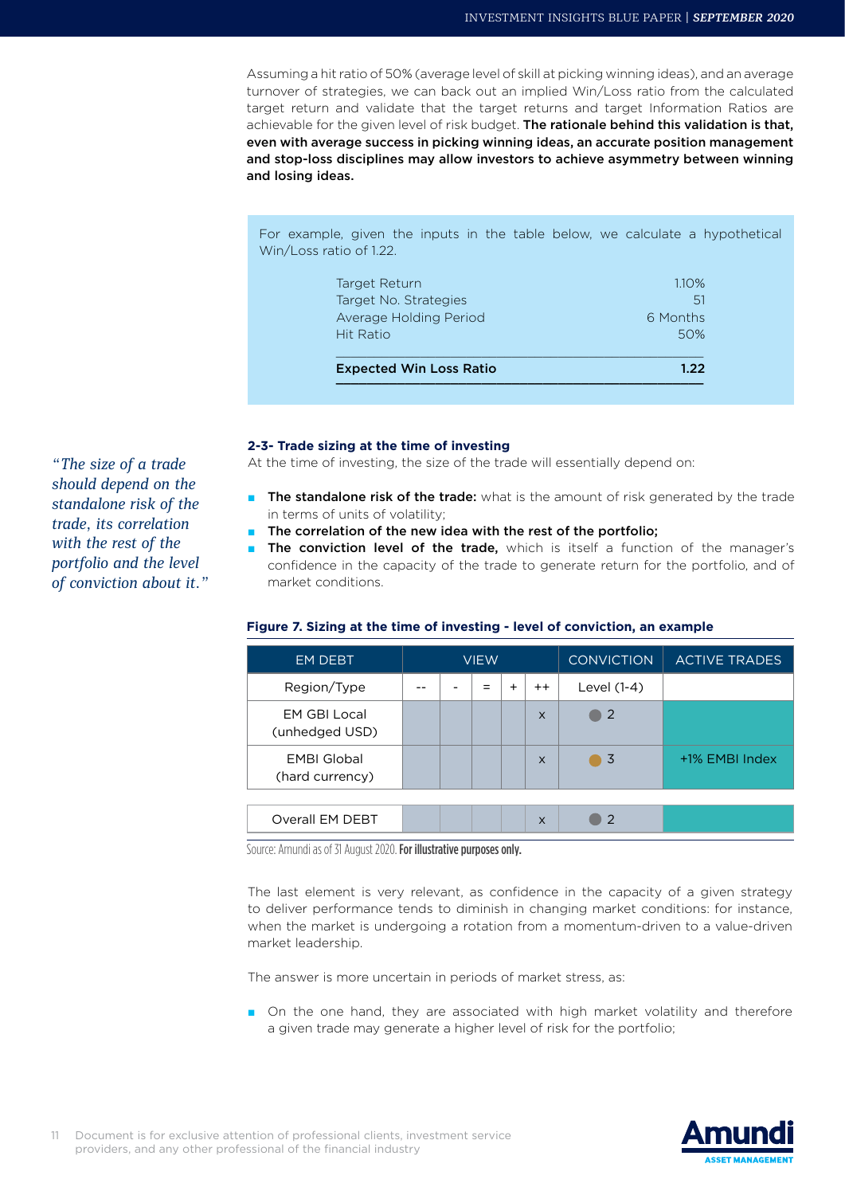Assuming a hit ratio of 50% (average level of skill at picking winning ideas), and an average turnover of strategies, we can back out an implied Win/Loss ratio from the calculated target return and validate that the target returns and target Information Ratios are achievable for the given level of risk budget. **The rationale behind this validation is that, even with average success in picking winning ideas, an accurate position management and stop-loss disciplines may allow investors to achieve asymmetry between winning and losing ideas.**

For example, given the inputs in the table below, we calculate a hypothetical Win/Loss ratio of 1.22.

| | |
|---|---|
| Target Return | 1.10% |
| Target No. Strategies | 51 |
| Average Holding Period | 6 Months |
| Hit Ratio | 50% |
| **Expected Win Loss Ratio** | **1.22** |

### 2-3- Trade sizing at the time of investing

*"The size of a trade should depend on the standalone risk of the trade, its correlation with the rest of the portfolio and the level of conviction about it."*

At the time of investing, the size of the trade will essentially depend on:

- **The standalone risk of the trade:** what is the amount of risk generated by the trade in terms of units of volatility;
- **The correlation of the new idea with the rest of the portfolio;**
- **The conviction level of the trade,** which is itself a function of the manager's confidence in the capacity of the trade to generate return for the portfolio, and of market conditions.

**Figure 7. Sizing at the time of investing - level of conviction, an example**

| EM DEBT | VIEW | | | | | CONVICTION | ACTIVE TRADES |
|---|---|---|---|---|---|---|---|
| Region/Type | -- | - | = | + | ++ | Level (1-4) | |
| EM GBI Local (unhedged USD) | | | | | x | 2 | |
| EMBI Global (hard currency) | | | | | x | 3 | +1% EMBI Index |
| Overall EM DEBT | | | | | x | 2 | |

Source: Amundi as of 31 August 2020. **For illustrative purposes only.**

The last element is very relevant, as confidence in the capacity of a given strategy to deliver performance tends to diminish in changing market conditions: for instance, when the market is undergoing a rotation from a momentum-driven to a value-driven market leadership.

The answer is more uncertain in periods of market stress, as:

- On the one hand, they are associated with high market volatility and therefore a given trade may generate a higher level of risk for the portfolio;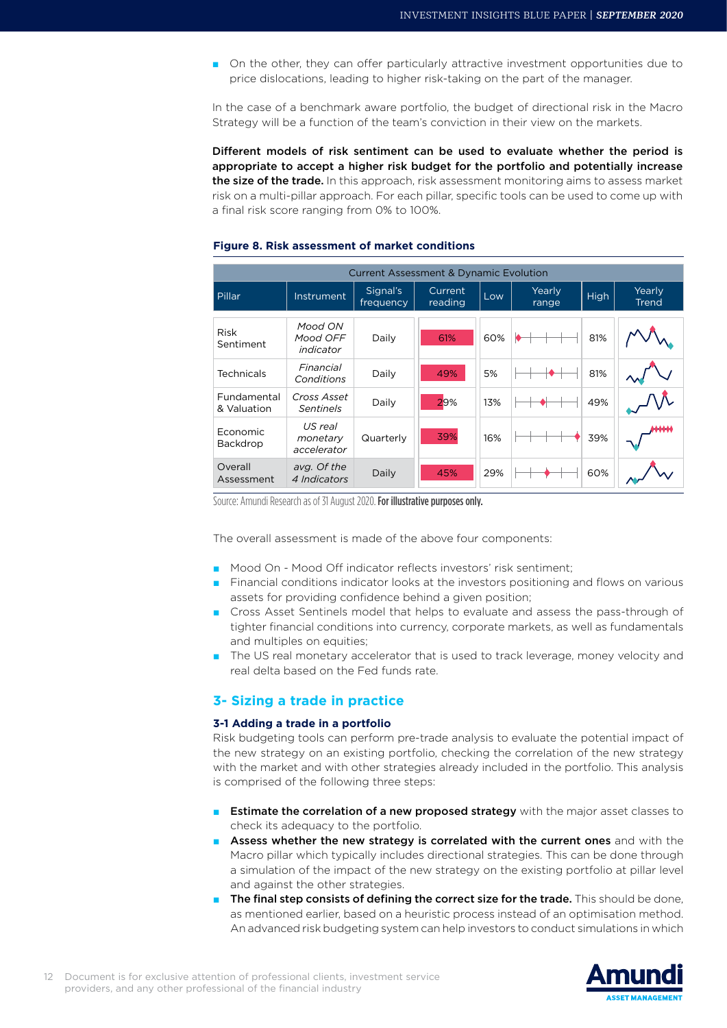- On the other, they can offer particularly attractive investment opportunities due to price dislocations, leading to higher risk-taking on the part of the manager.

In the case of a benchmark aware portfolio, the budget of directional risk in the Macro Strategy will be a function of the team's conviction in their view on the markets.

**Different models of risk sentiment can be used to evaluate whether the period is appropriate to accept a higher risk budget for the portfolio and potentially increase the size of the trade.** In this approach, risk assessment monitoring aims to assess market risk on a multi-pillar approach. For each pillar, specific tools can be used to come up with a final risk score ranging from 0% to 100%.

**Figure 8. Risk assessment of market conditions**

| Current Assessment & Dynamic Evolution | | | | | | | |
|---|---|---|---|---|---|---|---|
| Pillar | Instrument | Signal's frequency | Current reading | Low | Yearly range | High | Yearly Trend |
| Risk Sentiment | *Mood ON Mood OFF indicator* | Daily | 61% | 60% | | 81% | |
| Technicals | *Financial Conditions* | Daily | 49% | 5% | | 81% | |
| Fundamental & Valuation | *Cross Asset Sentinels* | Daily | 29% | 13% | | 49% | |
| Economic Backdrop | *US real monetary accelerator* | Quarterly | 39% | 16% | | 39% | |
| Overall Assessment | *avg. Of the 4 Indicators* | Daily | 45% | 29% | | 60% | |

Source: Amundi Research as of 31 August 2020. **For illustrative purposes only.**

The overall assessment is made of the above four components:

- Mood On - Mood Off indicator reflects investors' risk sentiment;
- Financial conditions indicator looks at the investors positioning and flows on various assets for providing confidence behind a given position;
- Cross Asset Sentinels model that helps to evaluate and assess the pass-through of tighter financial conditions into currency, corporate markets, as well as fundamentals and multiples on equities;
- The US real monetary accelerator that is used to track leverage, money velocity and real delta based on the Fed funds rate.

## 3- Sizing a trade in practice

### 3-1 Adding a trade in a portfolio

Risk budgeting tools can perform pre-trade analysis to evaluate the potential impact of the new strategy on an existing portfolio, checking the correlation of the new strategy with the market and with other strategies already included in the portfolio. This analysis is comprised of the following three steps:

- **Estimate the correlation of a new proposed strategy** with the major asset classes to check its adequacy to the portfolio.
- **Assess whether the new strategy is correlated with the current ones** and with the Macro pillar which typically includes directional strategies. This can be done through a simulation of the impact of the new strategy on the existing portfolio at pillar level and against the other strategies.
- **The final step consists of defining the correct size for the trade.** This should be done, as mentioned earlier, based on a heuristic process instead of an optimisation method. An advanced risk budgeting system can help investors to conduct simulations in which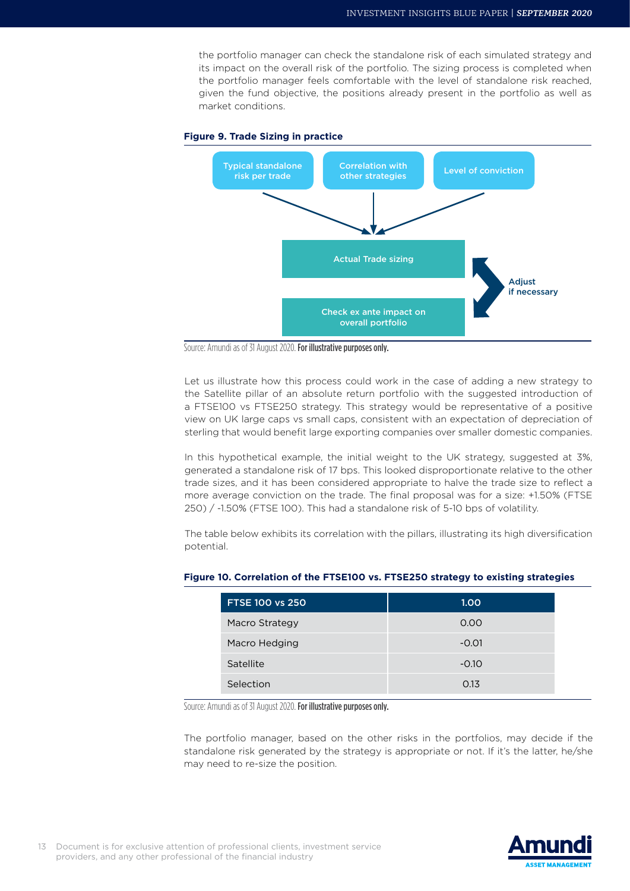the portfolio manager can check the standalone risk of each simulated strategy and its impact on the overall risk of the portfolio. The sizing process is completed when the portfolio manager feels comfortable with the level of standalone risk reached, given the fund objective, the positions already present in the portfolio as well as market conditions.

**Figure 9. Trade Sizing in practice**

Typical standalone risk per trade

Correlation with other strategies

Level of conviction

Actual Trade sizing

Check ex ante impact on overall portfolio

Adjust if necessary

Source: Amundi as of 31 August 2020. **For illustrative purposes only.**

Let us illustrate how this process could work in the case of adding a new strategy to the Satellite pillar of an absolute return portfolio with the suggested introduction of a FTSE100 vs FTSE250 strategy. This strategy would be representative of a positive view on UK large caps vs small caps, consistent with an expectation of depreciation of sterling that would benefit large exporting companies over smaller domestic companies.

In this hypothetical example, the initial weight to the UK strategy, suggested at 3%, generated a standalone risk of 17 bps. This looked disproportionate relative to the other trade sizes, and it has been considered appropriate to halve the trade size to reflect a more average conviction on the trade. The final proposal was for a size: +1.50% (FTSE 250) / -1.50% (FTSE 100). This had a standalone risk of 5-10 bps of volatility.

The table below exhibits its correlation with the pillars, illustrating its high diversification potential.

**Figure 10. Correlation of the FTSE100 vs. FTSE250 strategy to existing strategies**

| FTSE 100 vs 250 | 1.00 |
|---|---|
| Macro Strategy | 0.00 |
| Macro Hedging | -0.01 |
| Satellite | -0.10 |
| Selection | 0.13 |

Source: Amundi as of 31 August 2020. **For illustrative purposes only.**

The portfolio manager, based on the other risks in the portfolios, may decide if the standalone risk generated by the strategy is appropriate or not. If it's the latter, he/she may need to re-size the position.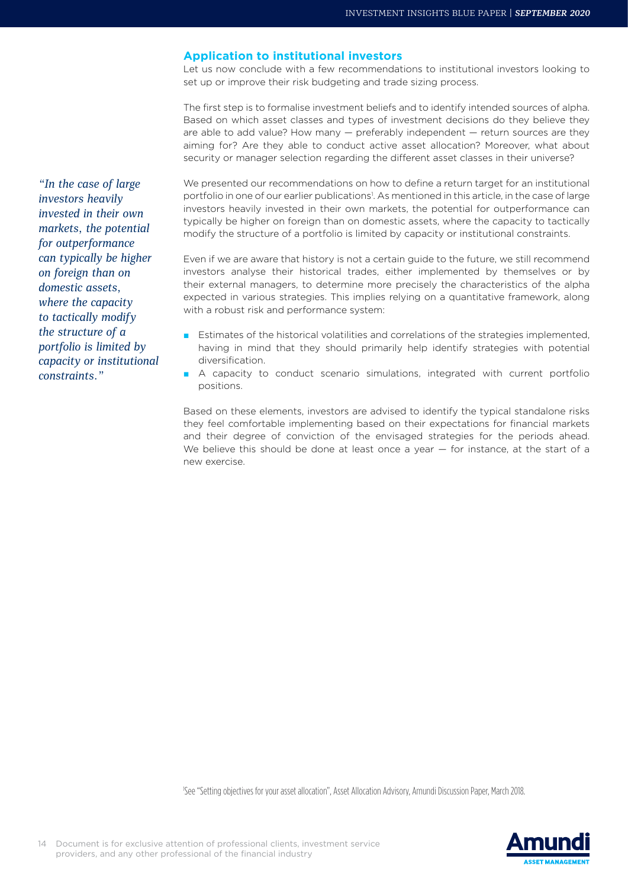## Application to institutional investors

Let us now conclude with a few recommendations to institutional investors looking to set up or improve their risk budgeting and trade sizing process.

The first step is to formalise investment beliefs and to identify intended sources of alpha. Based on which asset classes and types of investment decisions do they believe they are able to add value? How many — preferably independent — return sources are they aiming for? Are they able to conduct active asset allocation? Moreover, what about security or manager selection regarding the different asset classes in their universe?

*"In the case of large investors heavily invested in their own markets, the potential for outperformance can typically be higher on foreign than on domestic assets, where the capacity to tactically modify the structure of a portfolio is limited by capacity or institutional constraints."*

We presented our recommendations on how to define a return target for an institutional portfolio in one of our earlier publications[1]. As mentioned in this article, in the case of large investors heavily invested in their own markets, the potential for outperformance can typically be higher on foreign than on domestic assets, where the capacity to tactically modify the structure of a portfolio is limited by capacity or institutional constraints.

Even if we are aware that history is not a certain guide to the future, we still recommend investors analyse their historical trades, either implemented by themselves or by their external managers, to determine more precisely the characteristics of the alpha expected in various strategies. This implies relying on a quantitative framework, along with a robust risk and performance system:

- Estimates of the historical volatilities and correlations of the strategies implemented, having in mind that they should primarily help identify strategies with potential diversification.
- A capacity to conduct scenario simulations, integrated with current portfolio positions.

Based on these elements, investors are advised to identify the typical standalone risks they feel comfortable implementing based on their expectations for financial markets and their degree of conviction of the envisaged strategies for the periods ahead. We believe this should be done at least once a year — for instance, at the start of a new exercise.

[1]See "Setting objectives for your asset allocation", Asset Allocation Advisory, Amundi Discussion Paper, March 2018.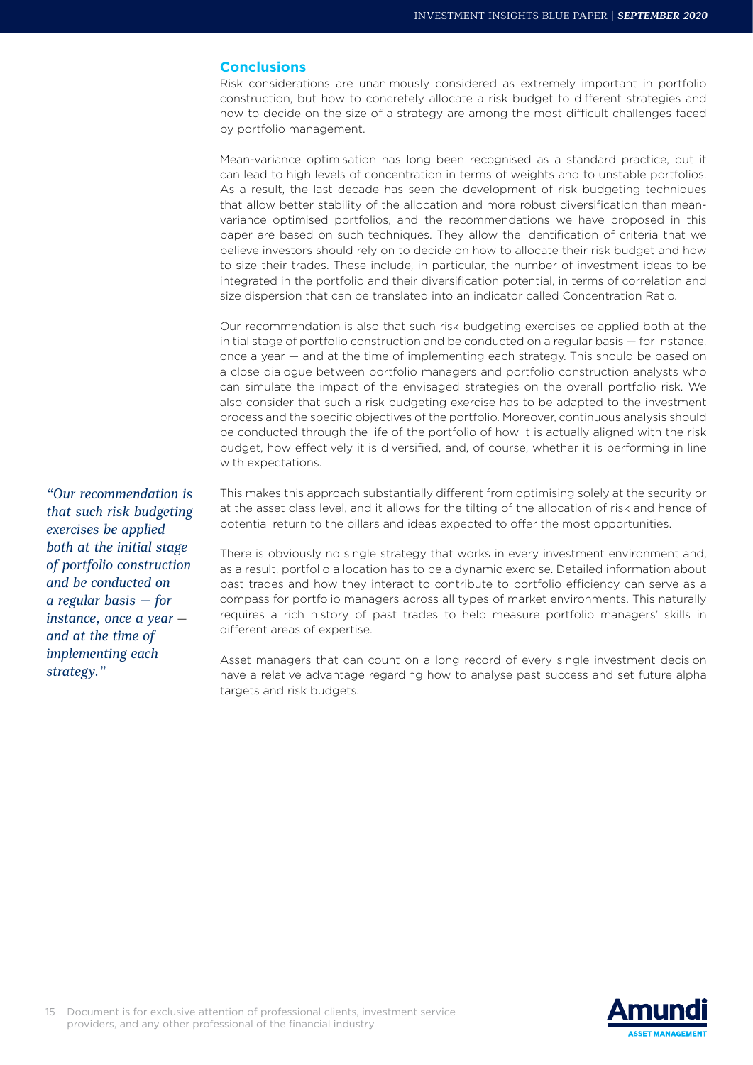## Conclusions

Risk considerations are unanimously considered as extremely important in portfolio construction, but how to concretely allocate a risk budget to different strategies and how to decide on the size of a strategy are among the most difficult challenges faced by portfolio management.

Mean-variance optimisation has long been recognised as a standard practice, but it can lead to high levels of concentration in terms of weights and to unstable portfolios. As a result, the last decade has seen the development of risk budgeting techniques that allow better stability of the allocation and more robust diversification than mean-variance optimised portfolios, and the recommendations we have proposed in this paper are based on such techniques. They allow the identification of criteria that we believe investors should rely on to decide on how to allocate their risk budget and how to size their trades. These include, in particular, the number of investment ideas to be integrated in the portfolio and their diversification potential, in terms of correlation and size dispersion that can be translated into an indicator called Concentration Ratio.

Our recommendation is also that such risk budgeting exercises be applied both at the initial stage of portfolio construction and be conducted on a regular basis — for instance, once a year — and at the time of implementing each strategy. This should be based on a close dialogue between portfolio managers and portfolio construction analysts who can simulate the impact of the envisaged strategies on the overall portfolio risk. We also consider that such a risk budgeting exercise has to be adapted to the investment process and the specific objectives of the portfolio. Moreover, continuous analysis should be conducted through the life of the portfolio of how it is actually aligned with the risk budget, how effectively it is diversified, and, of course, whether it is performing in line with expectations.

*"Our recommendation is that such risk budgeting exercises be applied both at the initial stage of portfolio construction and be conducted on a regular basis — for instance, once a year — and at the time of implementing each strategy."*

This makes this approach substantially different from optimising solely at the security or at the asset class level, and it allows for the tilting of the allocation of risk and hence of potential return to the pillars and ideas expected to offer the most opportunities.

There is obviously no single strategy that works in every investment environment and, as a result, portfolio allocation has to be a dynamic exercise. Detailed information about past trades and how they interact to contribute to portfolio efficiency can serve as a compass for portfolio managers across all types of market environments. This naturally requires a rich history of past trades to help measure portfolio managers' skills in different areas of expertise.

Asset managers that can count on a long record of every single investment decision have a relative advantage regarding how to analyse past success and set future alpha targets and risk budgets.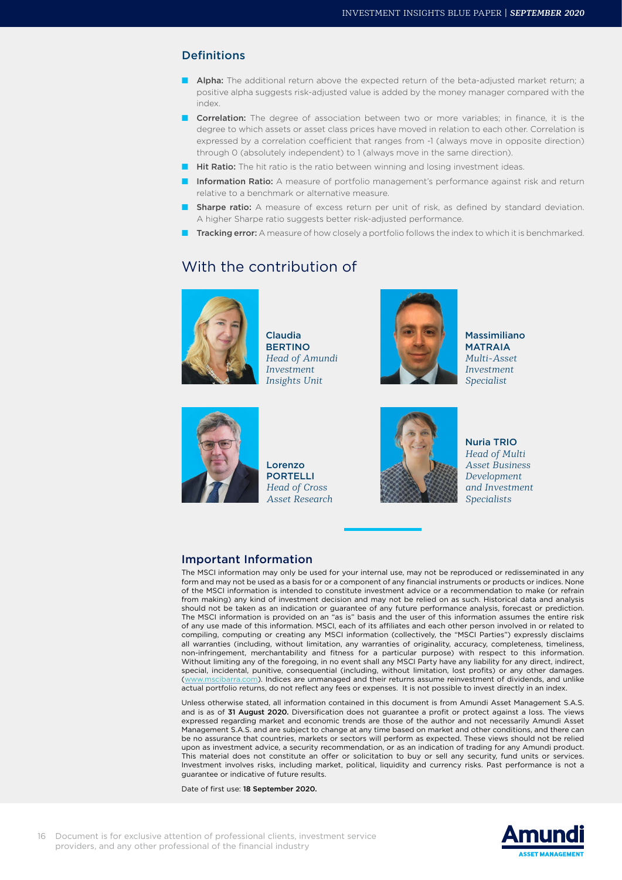## Definitions

- **Alpha:** The additional return above the expected return of the beta-adjusted market return; a positive alpha suggests risk-adjusted value is added by the money manager compared with the index.
- **Correlation:** The degree of association between two or more variables; in finance, it is the degree to which assets or asset class prices have moved in relation to each other. Correlation is expressed by a correlation coefficient that ranges from -1 (always move in opposite direction) through 0 (absolutely independent) to 1 (always move in the same direction).
- **Hit Ratio:** The hit ratio is the ratio between winning and losing investment ideas.
- **Information Ratio:** A measure of portfolio management's performance against risk and return relative to a benchmark or alternative measure.
- **Sharpe ratio:** A measure of excess return per unit of risk, as defined by standard deviation. A higher Sharpe ratio suggests better risk-adjusted performance.
- **Tracking error:** A measure of how closely a portfolio follows the index to which it is benchmarked.

## With the contribution of

**Claudia BERTINO**
*Head of Amundi Investment Insights Unit*

**Massimiliano MATRAIA**
*Multi-Asset Investment Specialist*

**Lorenzo PORTELLI**
*Head of Cross Asset Research*

**Nuria TRIO**
*Head of Multi Asset Business Development and Investment Specialists*

## Important Information

The MSCI information may only be used for your internal use, may not be reproduced or redisseminated in any form and may not be used as a basis for or a component of any financial instruments or products or indices. None of the MSCI information is intended to constitute investment advice or a recommendation to make (or refrain from making) any kind of investment decision and may not be relied on as such. Historical data and analysis should not be taken as an indication or guarantee of any future performance analysis, forecast or prediction. The MSCI information is provided on an "as is" basis and the user of this information assumes the entire risk of any use made of this information. MSCI, each of its affiliates and each other person involved in or related to compiling, computing or creating any MSCI information (collectively, the "MSCI Parties") expressly disclaims all warranties (including, without limitation, any warranties of originality, accuracy, completeness, timeliness, non-infringement, merchantability and fitness for a particular purpose) with respect to this information. Without limiting any of the foregoing, in no event shall any MSCI Party have any liability for any direct, indirect, special, incidental, punitive, consequential (including, without limitation, lost profits) or any other damages. (www.mscibarra.com). Indices are unmanaged and their returns assume reinvestment of dividends, and unlike actual portfolio returns, do not reflect any fees or expenses. It is not possible to invest directly in an index.

Unless otherwise stated, all information contained in this document is from Amundi Asset Management S.A.S. and is as of **31 August 2020.** Diversification does not guarantee a profit or protect against a loss. The views expressed regarding market and economic trends are those of the author and not necessarily Amundi Asset Management S.A.S. and are subject to change at any time based on market and other conditions, and there can be no assurance that countries, markets or sectors will perform as expected. These views should not be relied upon as investment advice, a security recommendation, or as an indication of trading for any Amundi product. This material does not constitute an offer or solicitation to buy or sell any security, fund units or services. Investment involves risks, including market, political, liquidity and currency risks. Past performance is not a guarantee or indicative of future results.

Date of first use: **18 September 2020.**

Document is for exclusive attention of professional clients, investment service providers, and any other professional of the financial industry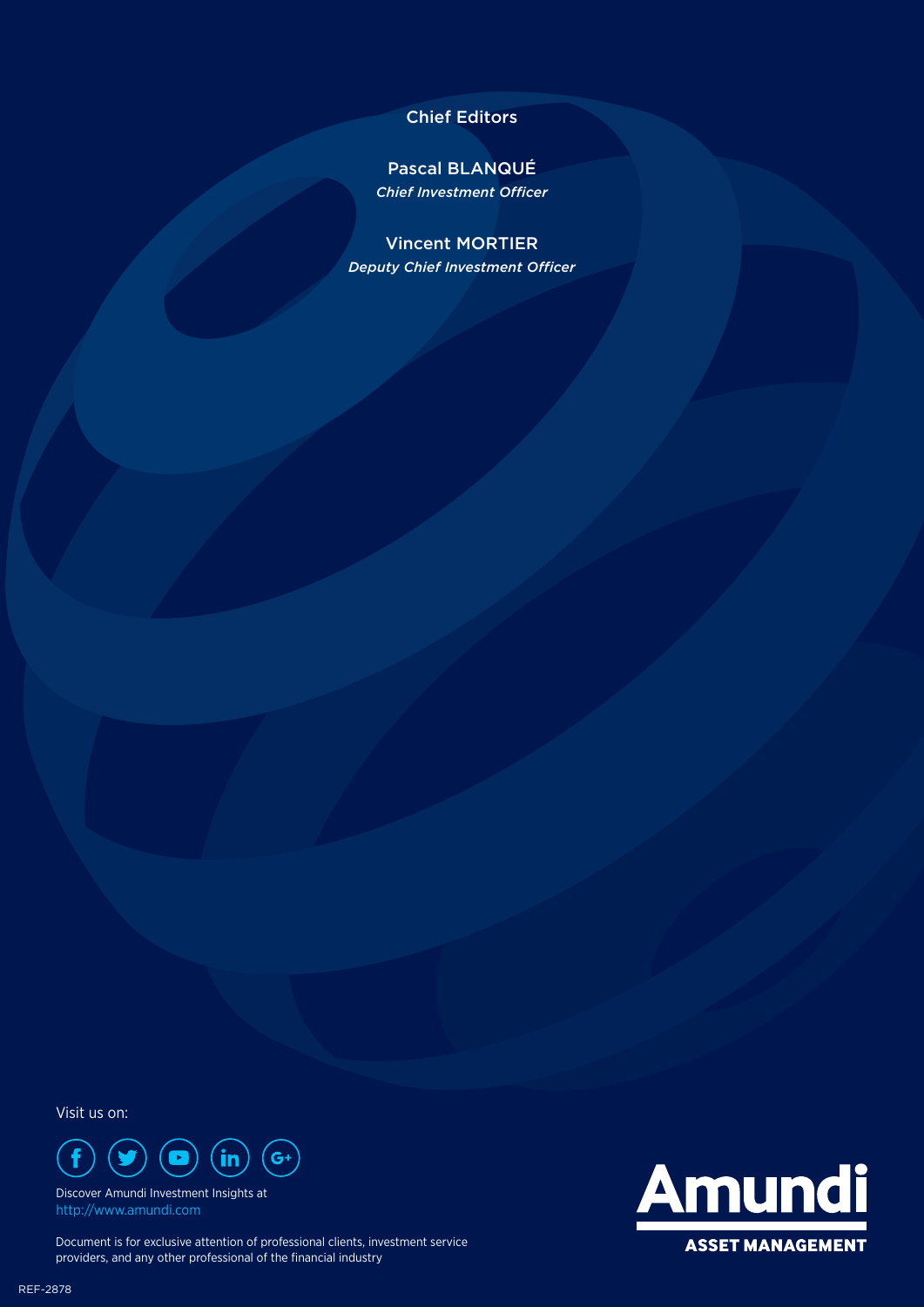Chief Editors

Pascal BLANQUÉ
*Chief Investment Officer*

Vincent MORTIER
*Deputy Chief Investment Officer*

Visit us on:

Discover Amundi Investment Insights at
http://www.amundi.com

Document is for exclusive attention of professional clients, investment service providers, and any other professional of the financial industry

Amundi
ASSET MANAGEMENT

REF-2878